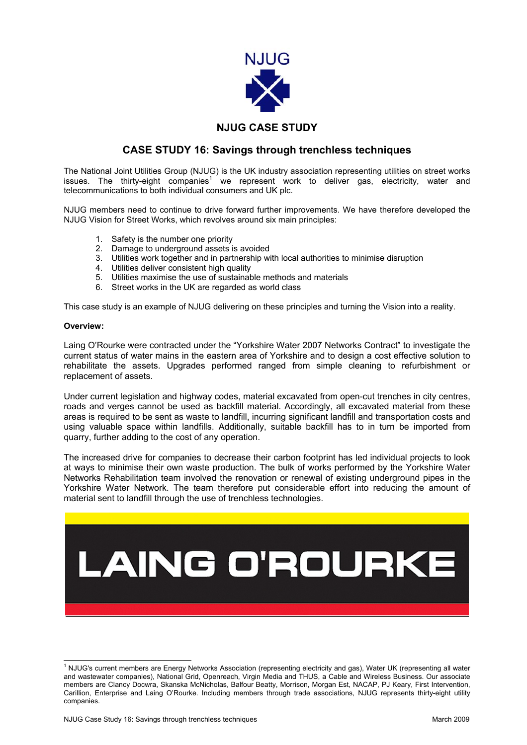NJUG

## NJUG CASE STUDY

# CASE STUDY 16: Savings through trenchless techniques

The National Joint Utilities Group (NJUG) is the UK industry association representing utilities on street works issues. The thirty-eight companies[1] we represent work to deliver gas, electricity, water and telecommunications to both individual consumers and UK plc.

NJUG members need to continue to drive forward further improvements. We have therefore developed the NJUG Vision for Street Works, which revolves around six main principles:

1. Safety is the number one priority
2. Damage to underground assets is avoided
3. Utilities work together and in partnership with local authorities to minimise disruption
4. Utilities deliver consistent high quality
5. Utilities maximise the use of sustainable methods and materials
6. Street works in the UK are regarded as world class

This case study is an example of NJUG delivering on these principles and turning the Vision into a reality.

**Overview:**

Laing O'Rourke were contracted under the "Yorkshire Water 2007 Networks Contract" to investigate the current status of water mains in the eastern area of Yorkshire and to design a cost effective solution to rehabilitate the assets. Upgrades performed ranged from simple cleaning to refurbishment or replacement of assets.

Under current legislation and highway codes, material excavated from open-cut trenches in city centres, roads and verges cannot be used as backfill material. Accordingly, all excavated material from these areas is required to be sent as waste to landfill, incurring significant landfill and transportation costs and using valuable space within landfills. Additionally, suitable backfill has to in turn be imported from quarry, further adding to the cost of any operation.

The increased drive for companies to decrease their carbon footprint has led individual projects to look at ways to minimise their own waste production. The bulk of works performed by the Yorkshire Water Networks Rehabilitation team involved the renovation or renewal of existing underground pipes in the Yorkshire Water Network. The team therefore put considerable effort into reducing the amount of material sent to landfill through the use of trenchless technologies.

LAING O'ROURKE

[1] NJUG's current members are Energy Networks Association (representing electricity and gas), Water UK (representing all water and wastewater companies), National Grid, Openreach, Virgin Media and THUS, a Cable and Wireless Business. Our associate members are Clancy Docwra, Skanska McNicholas, Balfour Beatty, Morrison, Morgan Est, NACAP, PJ Keary, First Intervention, Carillion, Enterprise and Laing O'Rourke. Including members through trade associations, NJUG represents thirty-eight utility companies.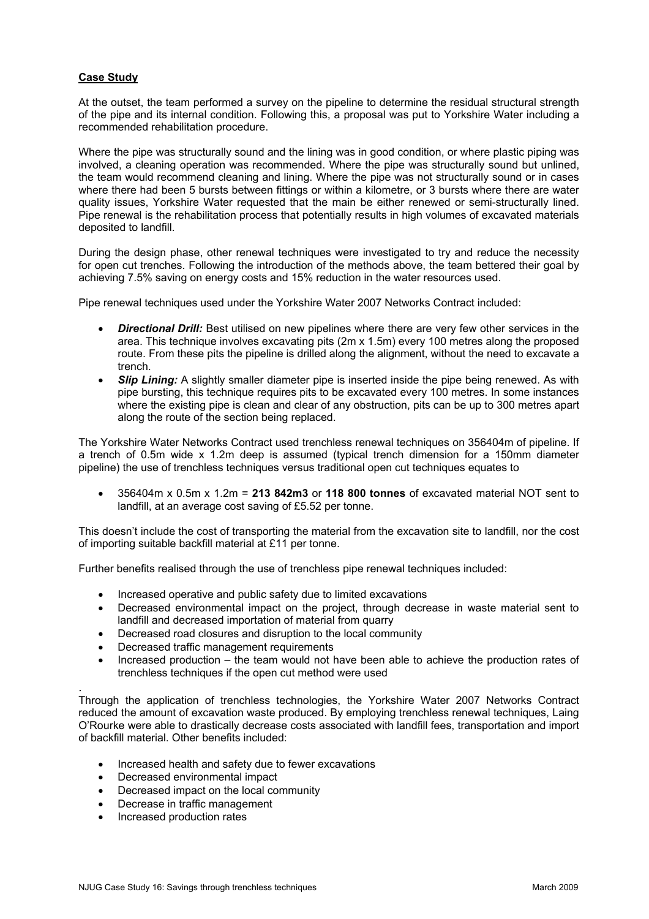**Case Study**

At the outset, the team performed a survey on the pipeline to determine the residual structural strength of the pipe and its internal condition. Following this, a proposal was put to Yorkshire Water including a recommended rehabilitation procedure.

Where the pipe was structurally sound and the lining was in good condition, or where plastic piping was involved, a cleaning operation was recommended. Where the pipe was structurally sound but unlined, the team would recommend cleaning and lining. Where the pipe was not structurally sound or in cases where there had been 5 bursts between fittings or within a kilometre, or 3 bursts where there are water quality issues, Yorkshire Water requested that the main be either renewed or semi-structurally lined. Pipe renewal is the rehabilitation process that potentially results in high volumes of excavated materials deposited to landfill.

During the design phase, other renewal techniques were investigated to try and reduce the necessity for open cut trenches. Following the introduction of the methods above, the team bettered their goal by achieving 7.5% saving on energy costs and 15% reduction in the water resources used.

Pipe renewal techniques used under the Yorkshire Water 2007 Networks Contract included:

- ***Directional Drill:*** Best utilised on new pipelines where there are very few other services in the area. This technique involves excavating pits (2m x 1.5m) every 100 metres along the proposed route. From these pits the pipeline is drilled along the alignment, without the need to excavate a trench.
- ***Slip Lining:*** A slightly smaller diameter pipe is inserted inside the pipe being renewed. As with pipe bursting, this technique requires pits to be excavated every 100 metres. In some instances where the existing pipe is clean and clear of any obstruction, pits can be up to 300 metres apart along the route of the section being replaced.

The Yorkshire Water Networks Contract used trenchless renewal techniques on 356404m of pipeline. If a trench of 0.5m wide x 1.2m deep is assumed (typical trench dimension for a 150mm diameter pipeline) the use of trenchless techniques versus traditional open cut techniques equates to

- 356404m x 0.5m x 1.2m = **213 842m3** or **118 800 tonnes** of excavated material NOT sent to landfill, at an average cost saving of £5.52 per tonne.

This doesn't include the cost of transporting the material from the excavation site to landfill, nor the cost of importing suitable backfill material at £11 per tonne.

Further benefits realised through the use of trenchless pipe renewal techniques included:

- Increased operative and public safety due to limited excavations
- Decreased environmental impact on the project, through decrease in waste material sent to landfill and decreased importation of material from quarry
- Decreased road closures and disruption to the local community
- Decreased traffic management requirements
- Increased production – the team would not have been able to achieve the production rates of trenchless techniques if the open cut method were used

.
Through the application of trenchless technologies, the Yorkshire Water 2007 Networks Contract reduced the amount of excavation waste produced. By employing trenchless renewal techniques, Laing O'Rourke were able to drastically decrease costs associated with landfill fees, transportation and import of backfill material. Other benefits included:

- Increased health and safety due to fewer excavations
- Decreased environmental impact
- Decreased impact on the local community
- Decrease in traffic management
- Increased production rates